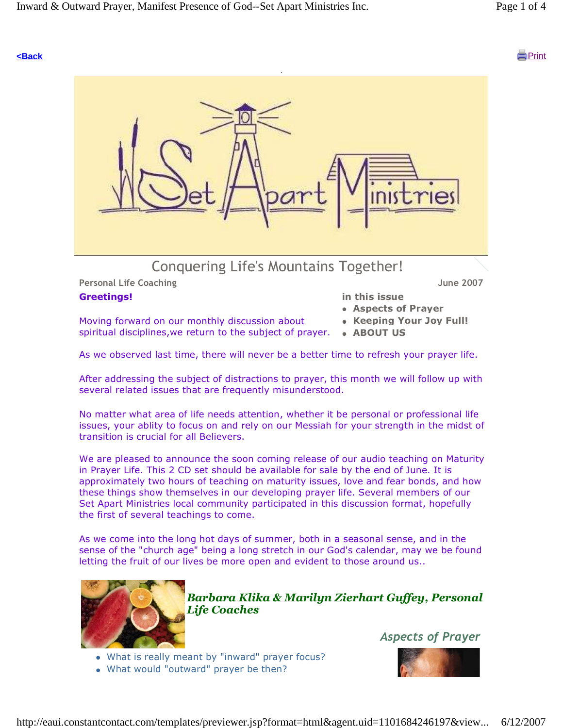[<Back](#) [Print](#)

# Set Apart Ministries

## Conquering Life's Mountains Together!

Personal Life Coaching

June 2007

**Greetings!**

Moving forward on our monthly discussion about spiritual disciplines,we return to the subject of prayer.

As we observed last time, there will never be a better time to refresh your prayer life.

After addressing the subject of distractions to prayer, this month we will follow up with several related issues that are frequently misunderstood.

No matter what area of life needs attention, whether it be personal or professional life issues, your ablity to focus on and rely on our Messiah for your strength in the midst of transition is crucial for all Believers.

We are pleased to announce the soon coming release of our audio teaching on Maturity in Prayer Life. This 2 CD set should be available for sale by the end of June. It is approximately two hours of teaching on maturity issues, love and fear bonds, and how these things show themselves in our developing prayer life. Several members of our Set Apart Ministries local community participated in this discussion format, hopefully the first of several teachings to come.

As we come into the long hot days of summer, both in a seasonal sense, and in the sense of the "church age" being a long stretch in our God's calendar, may we be found letting the fruit of our lives be more open and evident to those around us..

***Barbara Klika & Marilyn Zierhart Guffey, Personal Life Coaches***

**in this issue**

- **Aspects of Prayer**
- **Keeping Your Joy Full!**
- **ABOUT US**

### *Aspects of Prayer*

- What is really meant by "inward" prayer focus?
- What would "outward" prayer be then?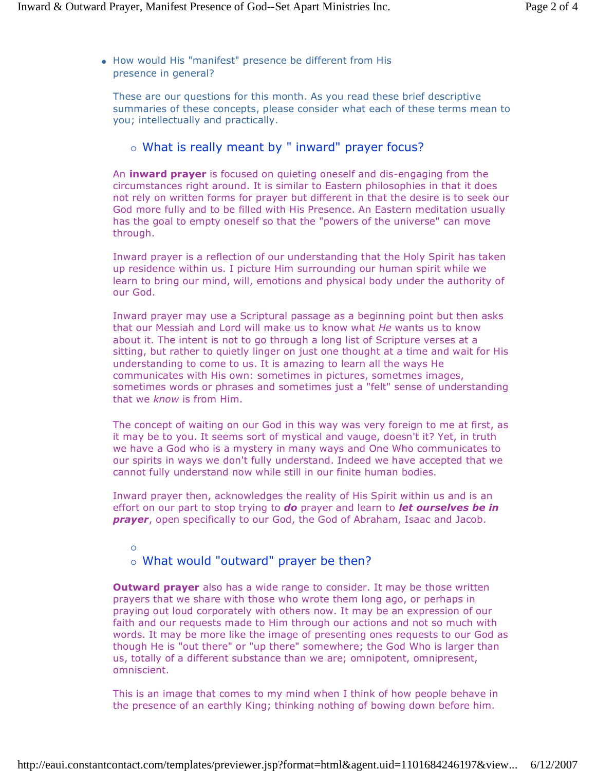- How would His "manifest" presence be different from His presence in general?

These are our questions for this month. As you read these brief descriptive summaries of these concepts, please consider what each of these terms mean to you; intellectually and practically.

### What is really meant by " inward" prayer focus?

An **inward prayer** is focused on quieting oneself and dis-engaging from the circumstances right around. It is similar to Eastern philosophies in that it does not rely on written forms for prayer but different in that the desire is to seek our God more fully and to be filled with His Presence. An Eastern meditation usually has the goal to empty oneself so that the "powers of the universe" can move through.

Inward prayer is a reflection of our understanding that the Holy Spirit has taken up residence within us. I picture Him surrounding our human spirit while we learn to bring our mind, will, emotions and physical body under the authority of our God.

Inward prayer may use a Scriptural passage as a beginning point but then asks that our Messiah and Lord will make us to know what *He* wants us to know about it. The intent is not to go through a long list of Scripture verses at a sitting, but rather to quietly linger on just one thought at a time and wait for His understanding to come to us. It is amazing to learn all the ways He communicates with His own: sometimes in pictures, sometmes images, sometimes words or phrases and sometimes just a "felt" sense of understanding that we *know* is from Him.

The concept of waiting on our God in this way was very foreign to me at first, as it may be to you. It seems sort of mystical and vauge, doesn't it? Yet, in truth we have a God who is a mystery in many ways and One Who communicates to our spirits in ways we don't fully understand. Indeed we have accepted that we cannot fully understand now while still in our finite human bodies.

Inward prayer then, acknowledges the reality of His Spirit within us and is an effort on our part to stop trying to ***do*** prayer and learn to ***let ourselves be in prayer***, open specifically to our God, the God of Abraham, Isaac and Jacob.

### What would "outward" prayer be then?

**Outward prayer** also has a wide range to consider. It may be those written prayers that we share with those who wrote them long ago, or perhaps in praying out loud corporately with others now. It may be an expression of our faith and our requests made to Him through our actions and not so much with words. It may be more like the image of presenting ones requests to our God as though He is "out there" or "up there" somewhere; the God Who is larger than us, totally of a different substance than we are; omnipotent, omnipresent, omniscient.

This is an image that comes to my mind when I think of how people behave in the presence of an earthly King; thinking nothing of bowing down before him.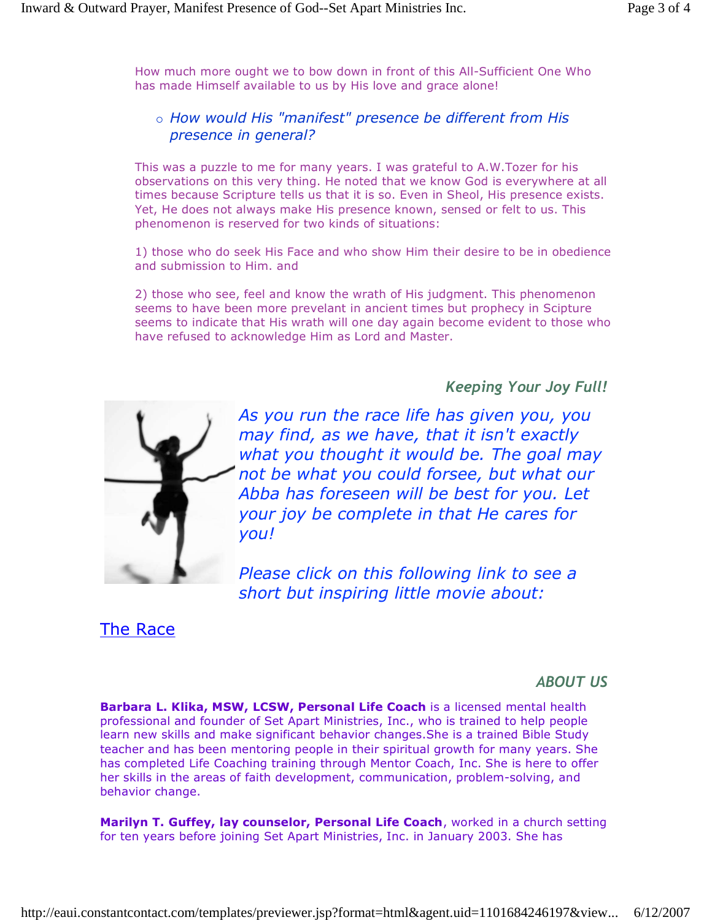How much more ought we to bow down in front of this All-Sufficient One Who has made Himself available to us by His love and grace alone!

- *How would His "manifest" presence be different from His presence in general?*

This was a puzzle to me for many years. I was grateful to A.W.Tozer for his observations on this very thing. He noted that we know God is everywhere at all times because Scripture tells us that it is so. Even in Sheol, His presence exists. Yet, He does not always make His presence known, sensed or felt to us. This phenomenon is reserved for two kinds of situations:

1) those who do seek His Face and who show Him their desire to be in obedience and submission to Him. and

2) those who see, feel and know the wrath of His judgment. This phenomenon seems to have been more prevelant in ancient times but prophecy in Scipture seems to indicate that His wrath will one day again become evident to those who have refused to acknowledge Him as Lord and Master.

## *Keeping Your Joy Full!*

*As you run the race life has given you, you may find, as we have, that it isn't exactly what you thought it would be. The goal may not be what you could forsee, but what our Abba has foreseen will be best for you. Let your joy be complete in that He cares for you!*

*Please click on this following link to see a short but inspiring little movie about:*

The Race

## *ABOUT US*

**Barbara L. Klika, MSW, LCSW, Personal Life Coach** is a licensed mental health professional and founder of Set Apart Ministries, Inc., who is trained to help people learn new skills and make significant behavior changes.She is a trained Bible Study teacher and has been mentoring people in their spiritual growth for many years. She has completed Life Coaching training through Mentor Coach, Inc. She is here to offer her skills in the areas of faith development, communication, problem-solving, and behavior change.

**Marilyn T. Guffey, lay counselor, Personal Life Coach**, worked in a church setting for ten years before joining Set Apart Ministries, Inc. in January 2003. She has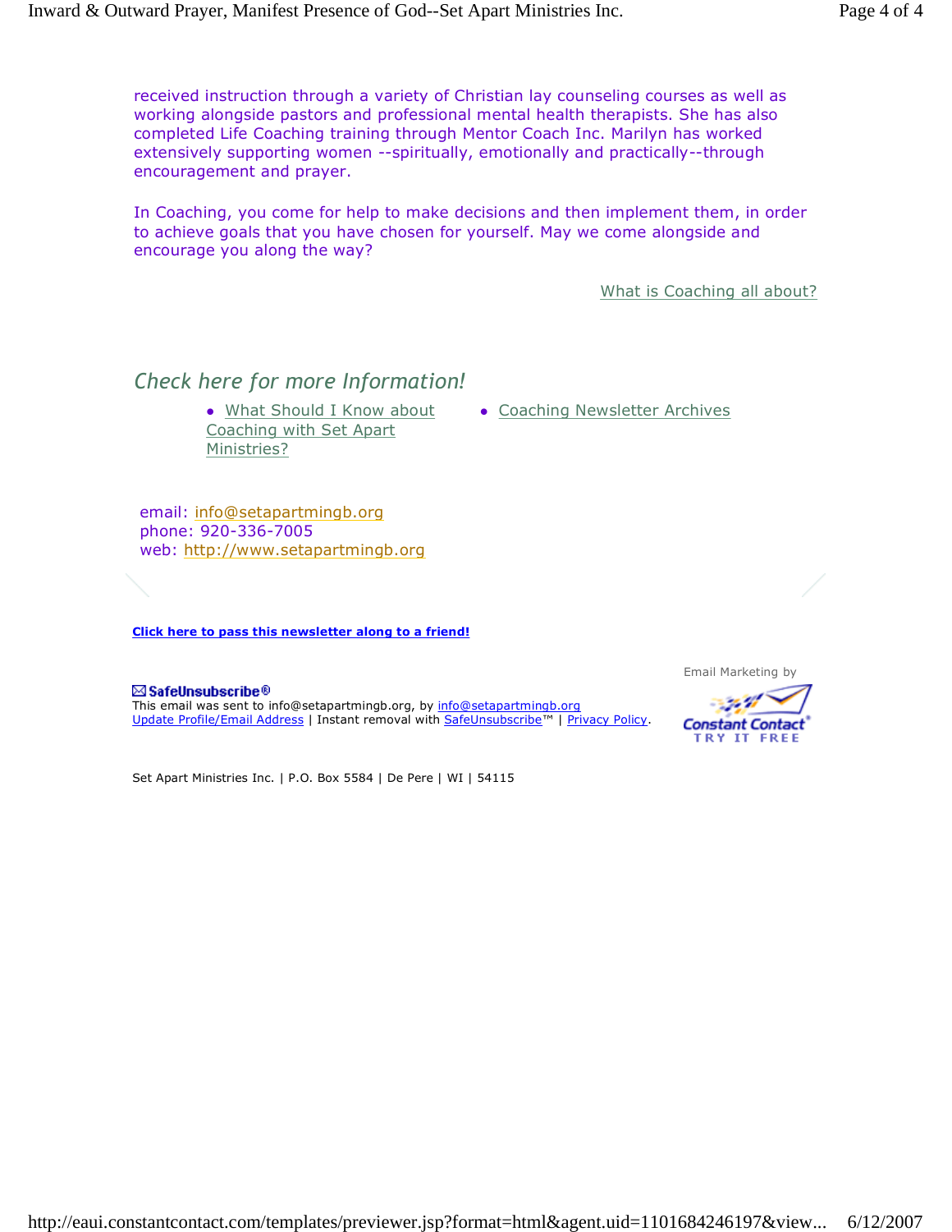received instruction through a variety of Christian lay counseling courses as well as working alongside pastors and professional mental health therapists. She has also completed Life Coaching training through Mentor Coach Inc. Marilyn has worked extensively supporting women --spiritually, emotionally and practically--through encouragement and prayer.

In Coaching, you come for help to make decisions and then implement them, in order to achieve goals that you have chosen for yourself. May we come alongside and encourage you along the way?

What is Coaching all about?

*Check here for more Information!*

- What Should I Know about Coaching with Set Apart Ministries?
- Coaching Newsletter Archives

email: info@setapartmingb.org
phone: 920-336-7005
web: http://www.setapartmingb.org

**Click here to pass this newsletter along to a friend!**

**SafeUnsubscribe®**
This email was sent to info@setapartmingb.org, by info@setapartmingb.org
Update Profile/Email Address | Instant removal with SafeUnsubscribe™ | Privacy Policy.

Email Marketing by
Constant Contact®
TRY IT FREE

Set Apart Ministries Inc. | P.O. Box 5584 | De Pere | WI | 54115